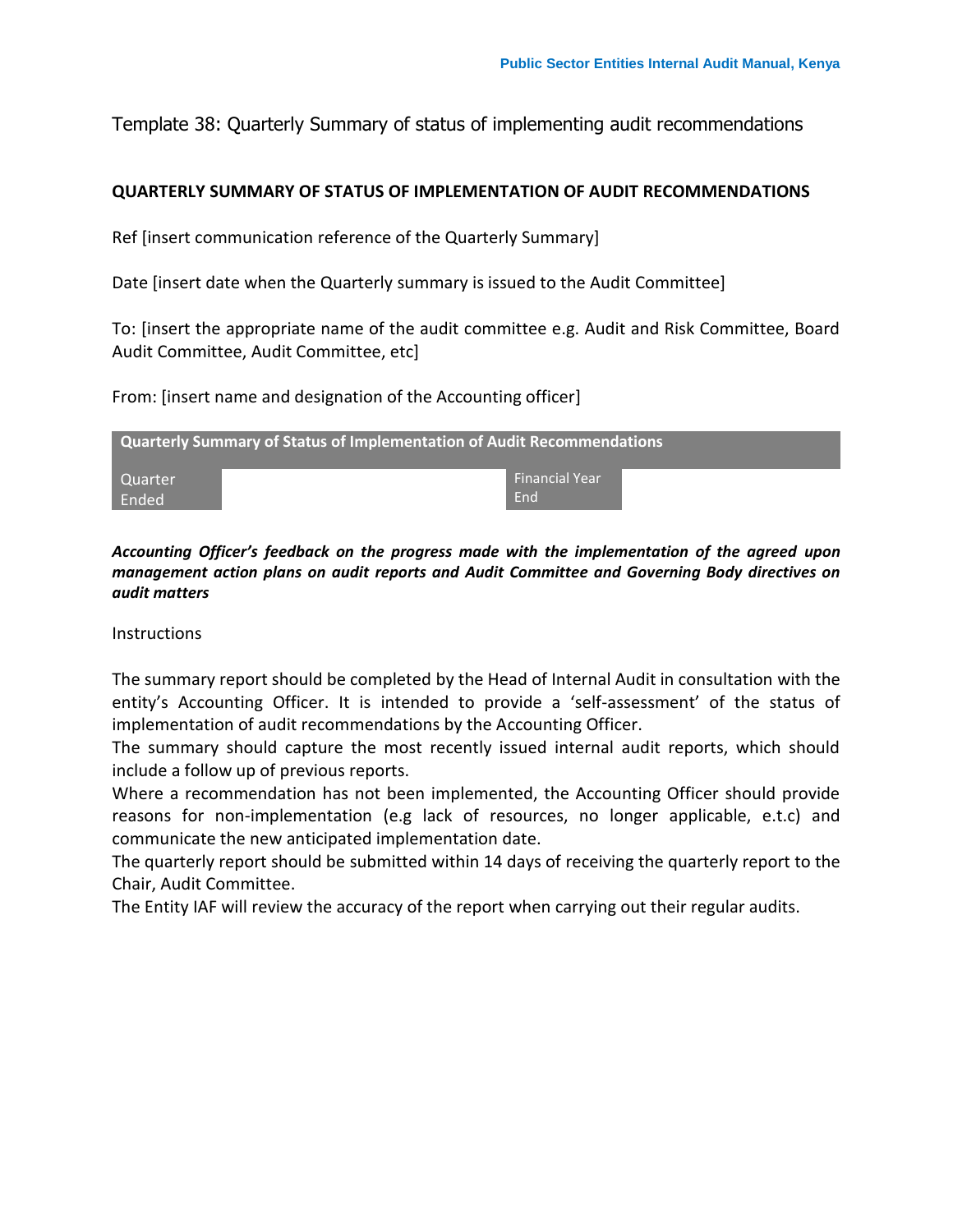Template 38: Quarterly Summary of status of implementing audit recommendations

## QUARTERLY SUMMARY OF STATUS OF IMPLEMENTATION OF AUDIT RECOMMENDATIONS

Ref [insert communication reference of the Quarterly Summary]

Date [insert date when the Quarterly summary is issued to the Audit Committee]

To: [insert the appropriate name of the audit committee e.g. Audit and Risk Committee, Board Audit Committee, Audit Committee, etc]

From: [insert name and designation of the Accounting officer]

| Quarterly Summary of Status of Implementation of Audit Recommendations | | | |
|---|---|---|---|
| Quarter Ended | | Financial Year End | |

***Accounting Officer's feedback on the progress made with the implementation of the agreed upon management action plans on audit reports and Audit Committee and Governing Body directives on audit matters***

Instructions

The summary report should be completed by the Head of Internal Audit in consultation with the entity's Accounting Officer. It is intended to provide a 'self-assessment' of the status of implementation of audit recommendations by the Accounting Officer.

The summary should capture the most recently issued internal audit reports, which should include a follow up of previous reports.

Where a recommendation has not been implemented, the Accounting Officer should provide reasons for non-implementation (e.g lack of resources, no longer applicable, e.t.c) and communicate the new anticipated implementation date.

The quarterly report should be submitted within 14 days of receiving the quarterly report to the Chair, Audit Committee.

The Entity IAF will review the accuracy of the report when carrying out their regular audits.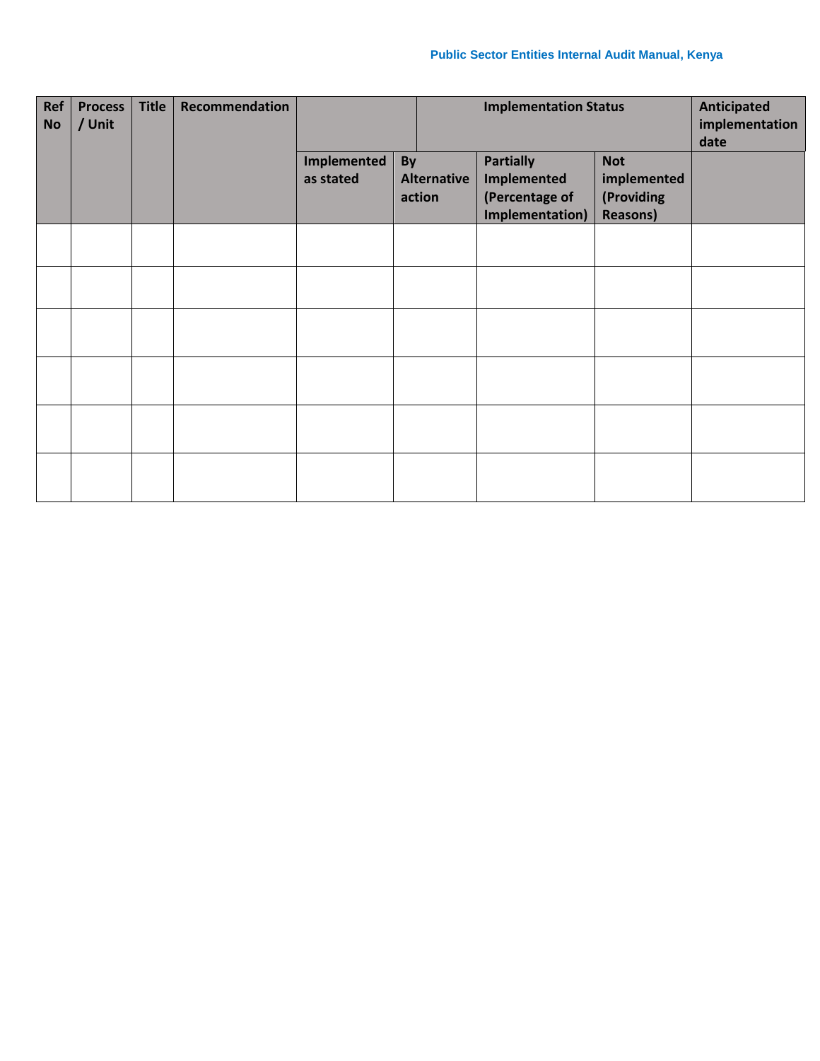| Ref No | Process / Unit | Title | Recommendation | Implementation Status | | | | Anticipated implementation date |
|---|---|---|---|---|---|---|---|---|
| | | | | Implemented as stated | By Alternative action | Partially Implemented (Percentage of Implementation) | Not implemented (Providing Reasons) | |
| | | | | | | | | |
| | | | | | | | | |
| | | | | | | | | |
| | | | | | | | | |
| | | | | | | | | |
| | | | | | | | | |